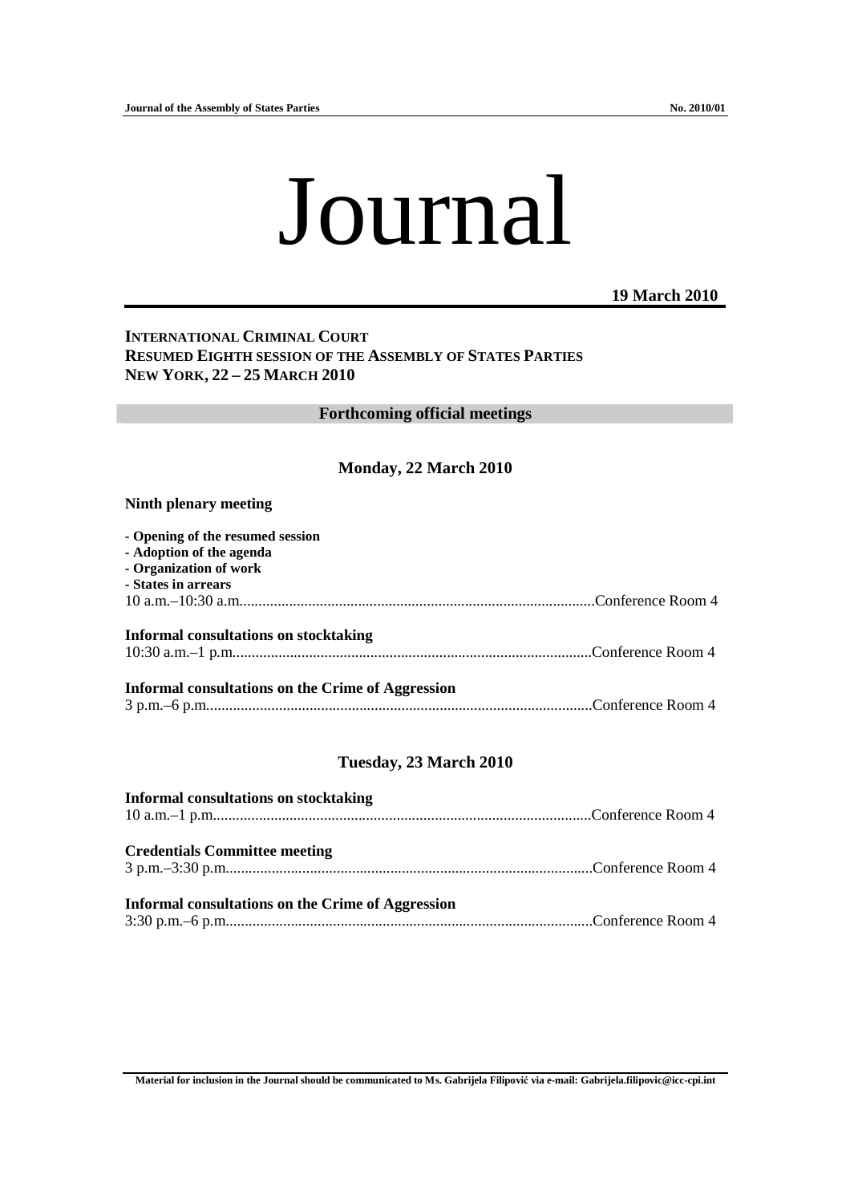# Journal

**19 March 2010**

**INTERNATIONAL CRIMINAL COURT**
**RESUMED EIGHTH SESSION OF THE ASSEMBLY OF STATES PARTIES**
**NEW YORK, 22 – 25 MARCH 2010**

## Forthcoming official meetings

### Monday, 22 March 2010

**Ninth plenary meeting**

- **Opening of the resumed session**
- **Adoption of the agenda**
- **Organization of work**
- **States in arrears**

10 a.m.–10:30 a.m. .......... Conference Room 4

**Informal consultations on stocktaking**
10:30 a.m.–1 p.m. .......... Conference Room 4

**Informal consultations on the Crime of Aggression**
3 p.m.–6 p.m. .......... Conference Room 4

### Tuesday, 23 March 2010

**Informal consultations on stocktaking**
10 a.m.–1 p.m. .......... Conference Room 4

**Credentials Committee meeting**
3 p.m.–3:30 p.m. .......... Conference Room 4

**Informal consultations on the Crime of Aggression**
3:30 p.m.–6 p.m. .......... Conference Room 4

**Material for inclusion in the Journal should be communicated to Ms. Gabrijela Filipović via e-mail: Gabrijela.filipovic@icc-cpi.int**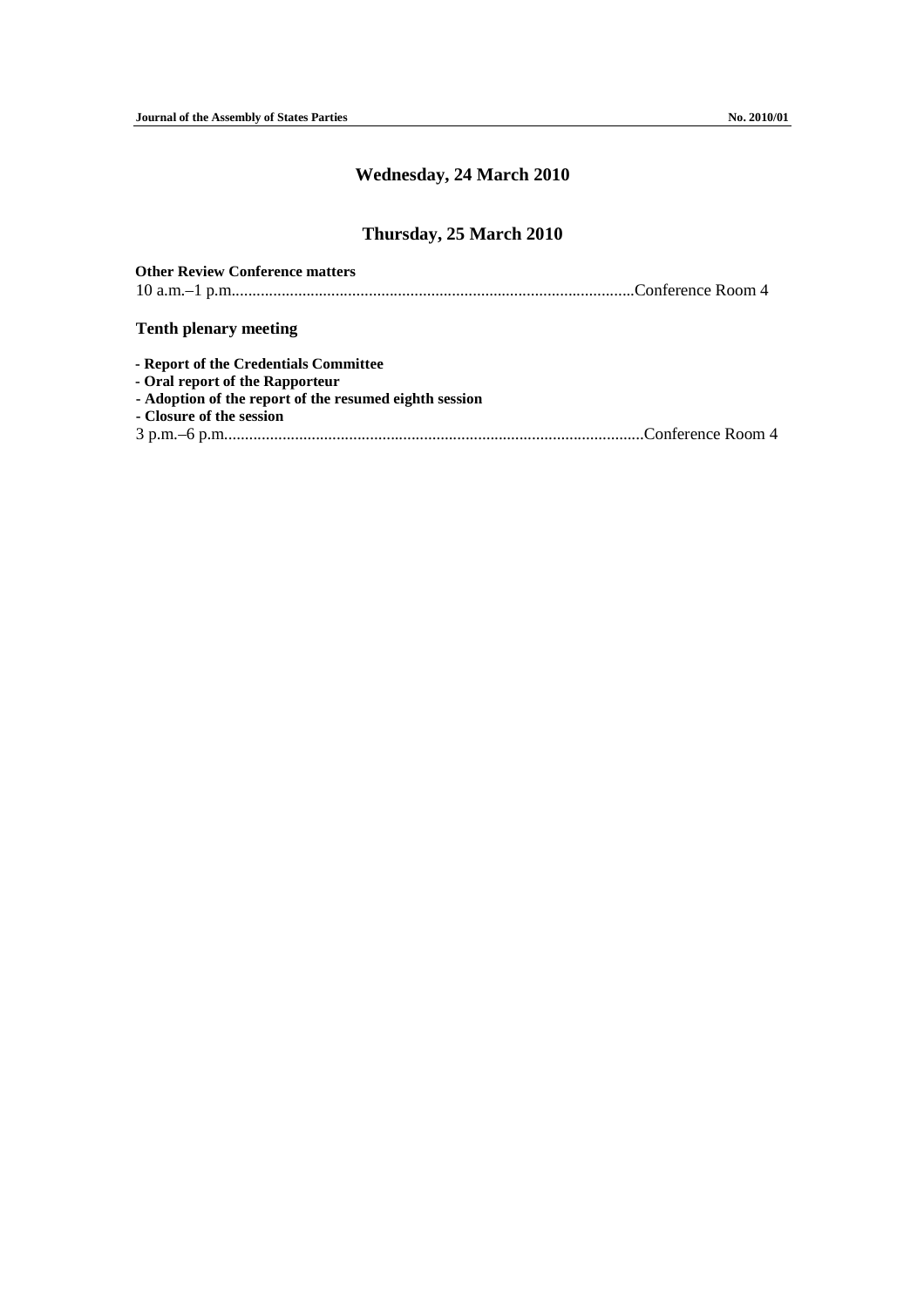## Wednesday, 24 March 2010

## Thursday, 25 March 2010

**Other Review Conference matters**

10 a.m.–1 p.m..................................................................................................Conference Room 4

### Tenth plenary meeting

**- Report of the Credentials Committee**
**- Oral report of the Rapporteur**
**- Adoption of the report of the resumed eighth session**
**- Closure of the session**

3 p.m.–6 p.m......................................................................................................Conference Room 4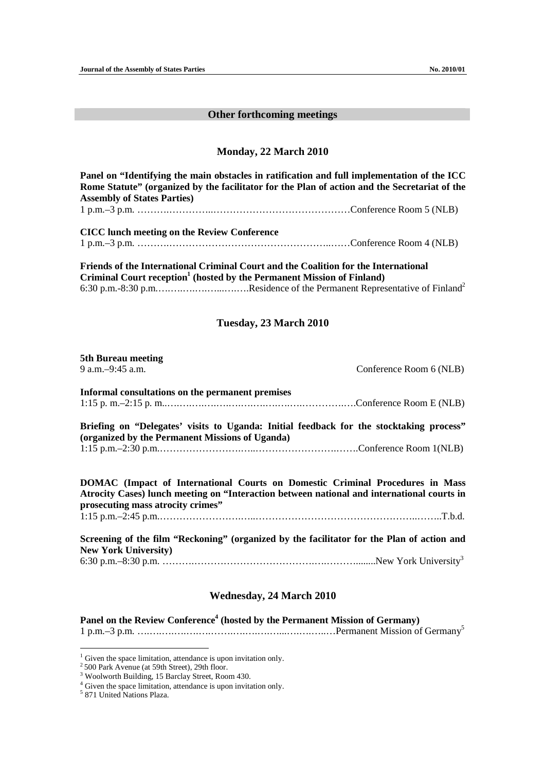## Other forthcoming meetings

### Monday, 22 March 2010

**Panel on "Identifying the main obstacles in ratification and full implementation of the ICC Rome Statute" (organized by the facilitator for the Plan of action and the Secretariat of the Assembly of States Parties)**
1 p.m.–3 p.m. ……………………………………………………………Conference Room 5 (NLB)

**CICC lunch meeting on the Review Conference**
1 p.m.–3 p.m. ……………………………………………………………Conference Room 4 (NLB)

**Friends of the International Criminal Court and the Coalition for the International Criminal Court reception[1] (hosted by the Permanent Mission of Finland)**
6:30 p.m.-8:30 p.m.……………………….Residence of the Permanent Representative of Finland[2]

### Tuesday, 23 March 2010

**5th Bureau meeting**
9 a.m.–9:45 a.m. Conference Room 6 (NLB)

**Informal consultations on the permanent premises**
1:15 p. m.–2:15 p. m.……………………………………………………….Conference Room E (NLB)

**Briefing on "Delegates' visits to Uganda: Initial feedback for the stocktaking process" (organized by the Permanent Missions of Uganda)**
1:15 p.m.–2:30 p.m.……………………………………………………….Conference Room 1(NLB)

**DOMAC (Impact of International Courts on Domestic Criminal Procedures in Mass Atrocity Cases) lunch meeting on "Interaction between national and international courts in prosecuting mass atrocity crimes"**
1:15 p.m.–2:45 p.m.……………………………………………………………………………..T.b.d.

**Screening of the film "Reckoning" (organized by the facilitator for the Plan of action and New York University)**
6:30 p.m.–8:30 p.m. ……………………………………………………........New York University[3]

### Wednesday, 24 March 2010

**Panel on the Review Conference[4] (hosted by the Permanent Mission of Germany)**
1 p.m.–3 p.m. ………………………………………………………Permanent Mission of Germany[5]

---

[1] Given the space limitation, attendance is upon invitation only.
[2] 500 Park Avenue (at 59th Street), 29th floor.
[3] Woolworth Building, 15 Barclay Street, Room 430.
[4] Given the space limitation, attendance is upon invitation only.
[5] 871 United Nations Plaza.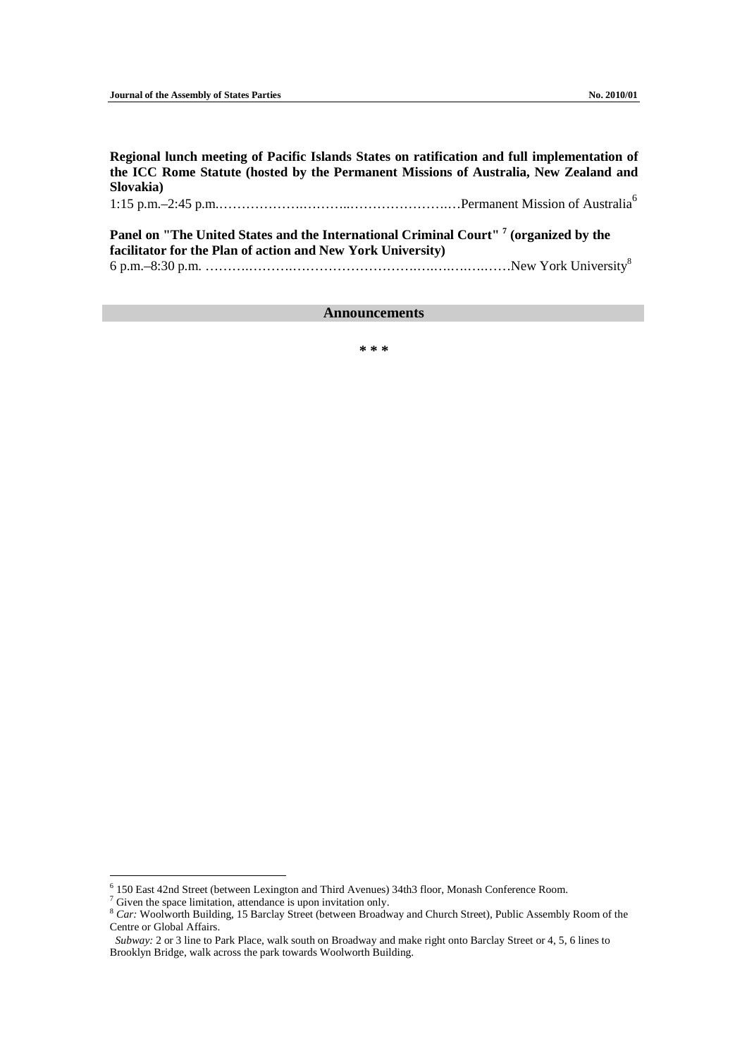**Regional lunch meeting of Pacific Islands States on ratification and full implementation of the ICC Rome Statute (hosted by the Permanent Missions of Australia, New Zealand and Slovakia)**

1:15 p.m.–2:45 p.m.……………….………..…………………..…Permanent Mission of Australia[6]

**Panel on "The United States and the International Criminal Court" [7] (organized by the facilitator for the Plan of action and New York University)**

6 p.m.–8:30 p.m. ……….……….………………………..….….…….……New York University[8]

## Announcements

\* \* \*

---

[6] 150 East 42nd Street (between Lexington and Third Avenues) 34th3 floor, Monash Conference Room.

[7] Given the space limitation, attendance is upon invitation only.

[8] *Car:* Woolworth Building, 15 Barclay Street (between Broadway and Church Street), Public Assembly Room of the Centre or Global Affairs.

*Subway:* 2 or 3 line to Park Place, walk south on Broadway and make right onto Barclay Street or 4, 5, 6 lines to Brooklyn Bridge, walk across the park towards Woolworth Building.